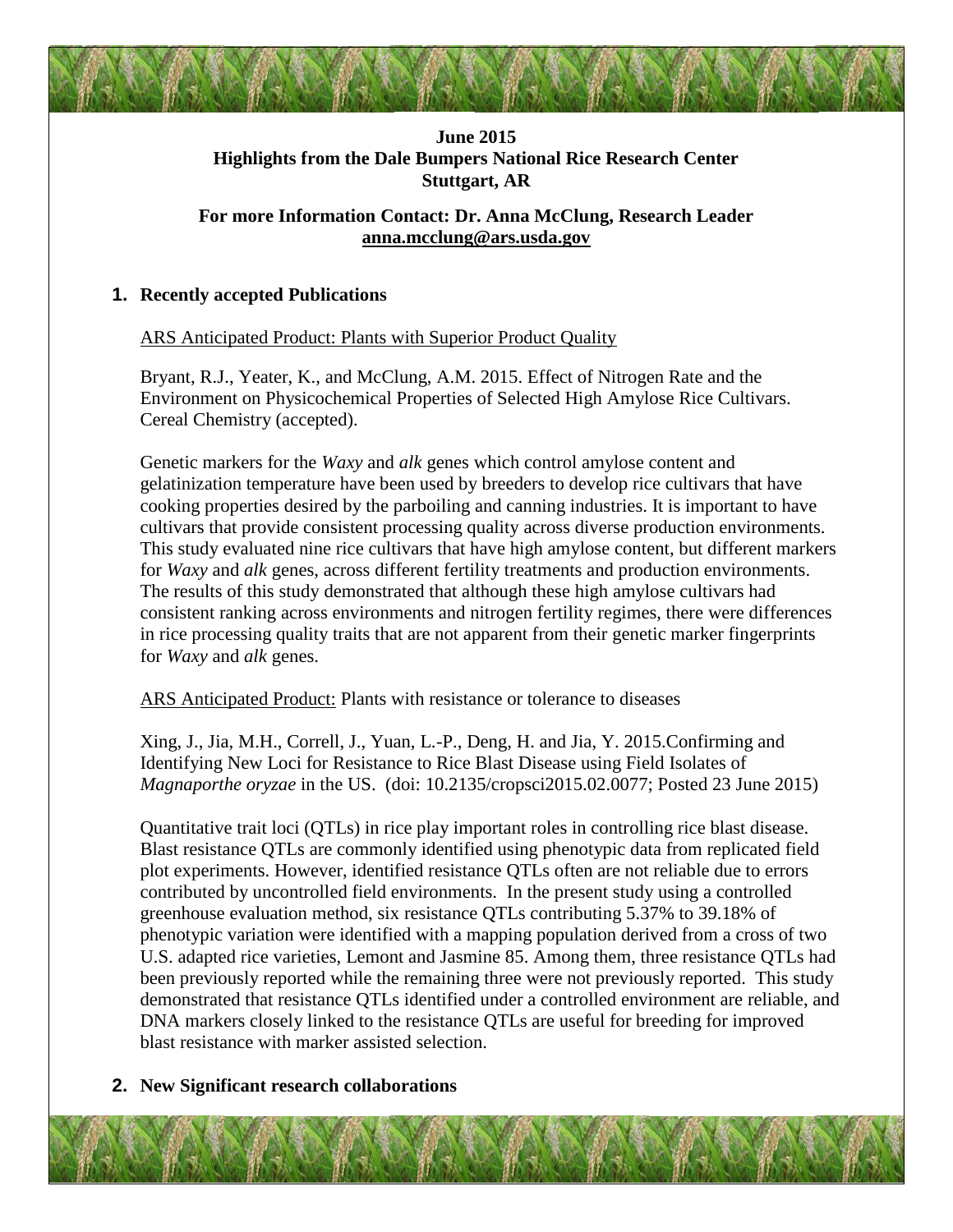**June 2015**
**Highlights from the Dale Bumpers National Rice Research Center**
**Stuttgart, AR**

**For more Information Contact: Dr. Anna McClung, Research Leader**
**anna.mcclung@ars.usda.gov**

## 1. Recently accepted Publications

ARS Anticipated Product: Plants with Superior Product Quality

Bryant, R.J., Yeater, K., and McClung, A.M. 2015. Effect of Nitrogen Rate and the Environment on Physicochemical Properties of Selected High Amylose Rice Cultivars. Cereal Chemistry (accepted).

Genetic markers for the *Waxy* and *alk* genes which control amylose content and gelatinization temperature have been used by breeders to develop rice cultivars that have cooking properties desired by the parboiling and canning industries. It is important to have cultivars that provide consistent processing quality across diverse production environments. This study evaluated nine rice cultivars that have high amylose content, but different markers for *Waxy* and *alk* genes, across different fertility treatments and production environments. The results of this study demonstrated that although these high amylose cultivars had consistent ranking across environments and nitrogen fertility regimes, there were differences in rice processing quality traits that are not apparent from their genetic marker fingerprints for *Waxy* and *alk* genes.

ARS Anticipated Product: Plants with resistance or tolerance to diseases

Xing, J., Jia, M.H., Correll, J., Yuan, L.-P., Deng, H. and Jia, Y. 2015.Confirming and Identifying New Loci for Resistance to Rice Blast Disease using Field Isolates of *Magnaporthe oryzae* in the US. (doi: 10.2135/cropsci2015.02.0077; Posted 23 June 2015)

Quantitative trait loci (QTLs) in rice play important roles in controlling rice blast disease. Blast resistance QTLs are commonly identified using phenotypic data from replicated field plot experiments. However, identified resistance QTLs often are not reliable due to errors contributed by uncontrolled field environments. In the present study using a controlled greenhouse evaluation method, six resistance QTLs contributing 5.37% to 39.18% of phenotypic variation were identified with a mapping population derived from a cross of two U.S. adapted rice varieties, Lemont and Jasmine 85. Among them, three resistance QTLs had been previously reported while the remaining three were not previously reported. This study demonstrated that resistance QTLs identified under a controlled environment are reliable, and DNA markers closely linked to the resistance QTLs are useful for breeding for improved blast resistance with marker assisted selection.

## 2. New Significant research collaborations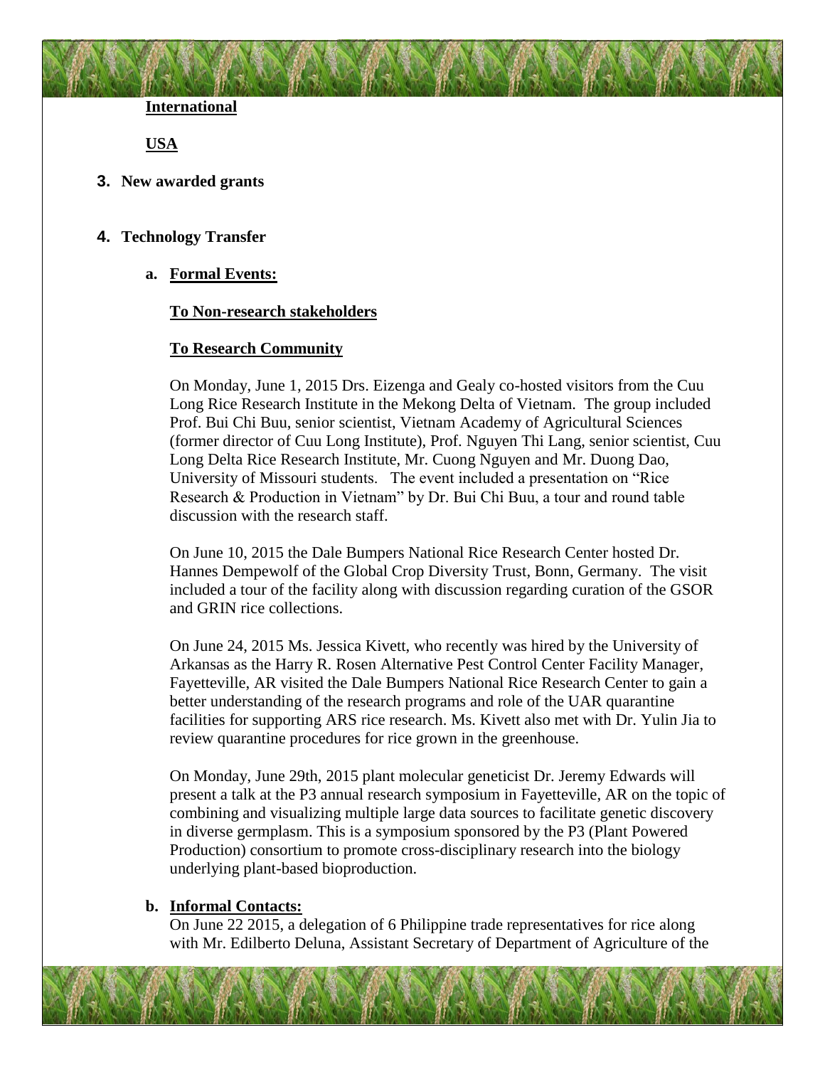**International**

**USA**

## 3. New awarded grants

## 4. Technology Transfer

### a. Formal Events:

**To Non-research stakeholders**

**To Research Community**

On Monday, June 1, 2015 Drs. Eizenga and Gealy co-hosted visitors from the Cuu Long Rice Research Institute in the Mekong Delta of Vietnam. The group included Prof. Bui Chi Buu, senior scientist, Vietnam Academy of Agricultural Sciences (former director of Cuu Long Institute), Prof. Nguyen Thi Lang, senior scientist, Cuu Long Delta Rice Research Institute, Mr. Cuong Nguyen and Mr. Duong Dao, University of Missouri students. The event included a presentation on "Rice Research & Production in Vietnam" by Dr. Bui Chi Buu, a tour and round table discussion with the research staff.

On June 10, 2015 the Dale Bumpers National Rice Research Center hosted Dr. Hannes Dempewolf of the Global Crop Diversity Trust, Bonn, Germany. The visit included a tour of the facility along with discussion regarding curation of the GSOR and GRIN rice collections.

On June 24, 2015 Ms. Jessica Kivett, who recently was hired by the University of Arkansas as the Harry R. Rosen Alternative Pest Control Center Facility Manager, Fayetteville, AR visited the Dale Bumpers National Rice Research Center to gain a better understanding of the research programs and role of the UAR quarantine facilities for supporting ARS rice research. Ms. Kivett also met with Dr. Yulin Jia to review quarantine procedures for rice grown in the greenhouse.

On Monday, June 29th, 2015 plant molecular geneticist Dr. Jeremy Edwards will present a talk at the P3 annual research symposium in Fayetteville, AR on the topic of combining and visualizing multiple large data sources to facilitate genetic discovery in diverse germplasm. This is a symposium sponsored by the P3 (Plant Powered Production) consortium to promote cross-disciplinary research into the biology underlying plant-based bioproduction.

### b. Informal Contacts:

On June 22 2015, a delegation of 6 Philippine trade representatives for rice along with Mr. Edilberto Deluna, Assistant Secretary of Department of Agriculture of the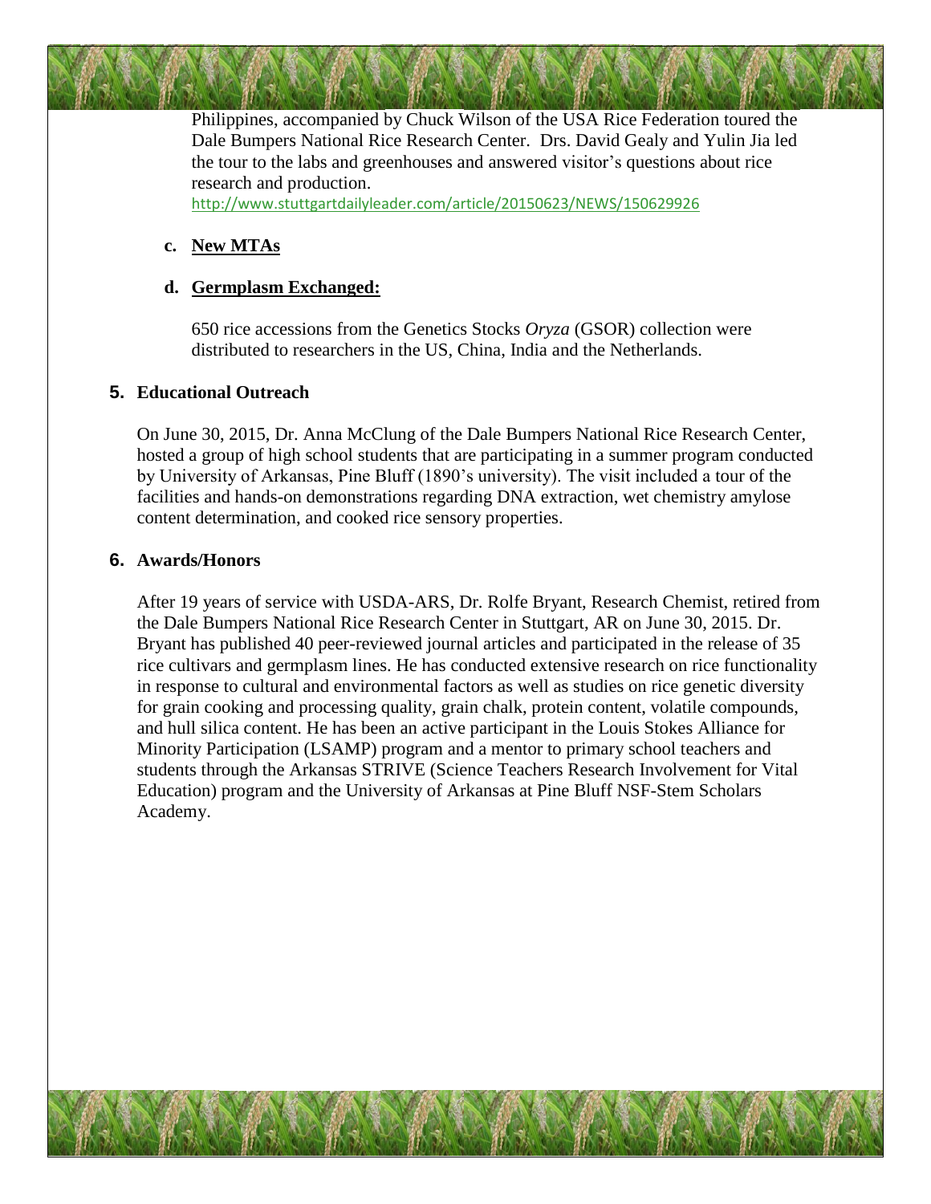Philippines, accompanied by Chuck Wilson of the USA Rice Federation toured the Dale Bumpers National Rice Research Center. Drs. David Gealy and Yulin Jia led the tour to the labs and greenhouses and answered visitor's questions about rice research and production.

http://www.stuttgartdailyleader.com/article/20150623/NEWS/150629926

**c. New MTAs**

**d. Germplasm Exchanged:**

650 rice accessions from the Genetics Stocks *Oryza* (GSOR) collection were distributed to researchers in the US, China, India and the Netherlands.

## 5. Educational Outreach

On June 30, 2015, Dr. Anna McClung of the Dale Bumpers National Rice Research Center, hosted a group of high school students that are participating in a summer program conducted by University of Arkansas, Pine Bluff (1890's university). The visit included a tour of the facilities and hands-on demonstrations regarding DNA extraction, wet chemistry amylose content determination, and cooked rice sensory properties.

## 6. Awards/Honors

After 19 years of service with USDA-ARS, Dr. Rolfe Bryant, Research Chemist, retired from the Dale Bumpers National Rice Research Center in Stuttgart, AR on June 30, 2015. Dr. Bryant has published 40 peer-reviewed journal articles and participated in the release of 35 rice cultivars and germplasm lines. He has conducted extensive research on rice functionality in response to cultural and environmental factors as well as studies on rice genetic diversity for grain cooking and processing quality, grain chalk, protein content, volatile compounds, and hull silica content. He has been an active participant in the Louis Stokes Alliance for Minority Participation (LSAMP) program and a mentor to primary school teachers and students through the Arkansas STRIVE (Science Teachers Research Involvement for Vital Education) program and the University of Arkansas at Pine Bluff NSF-Stem Scholars Academy.